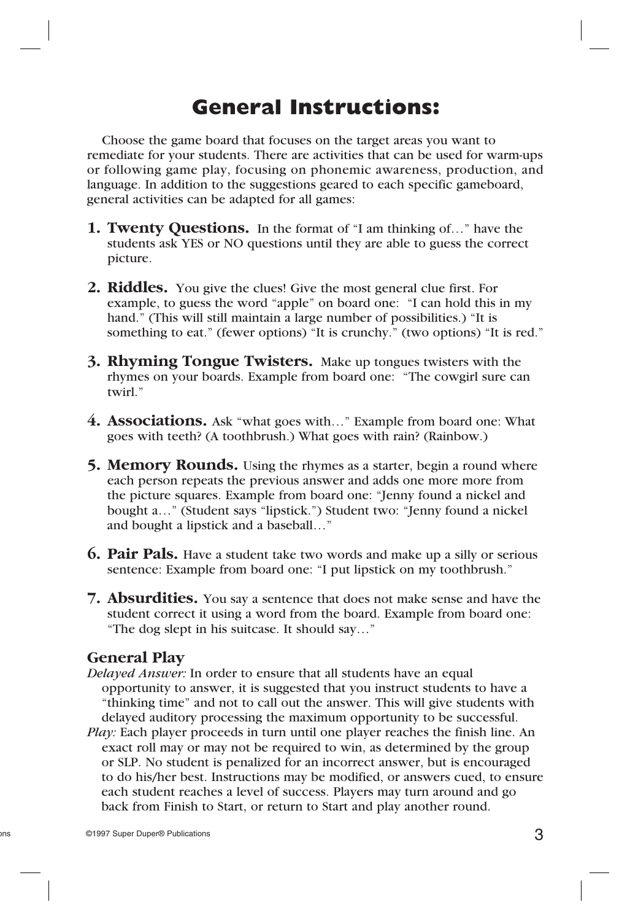# General Instructions:

Choose the game board that focuses on the target areas you want to remediate for your students. There are activities that can be used for warm-ups or following game play, focusing on phonemic awareness, production, and language. In addition to the suggestions geared to each specific gameboard, general activities can be adapted for all games:

1. **Twenty Questions.** In the format of "I am thinking of…" have the students ask YES or NO questions until they are able to guess the correct picture.

2. **Riddles.** You give the clues! Give the most general clue first. For example, to guess the word "apple" on board one: "I can hold this in my hand." (This will still maintain a large number of possibilities.) "It is something to eat." (fewer options) "It is crunchy." (two options) "It is red."

3. **Rhyming Tongue Twisters.** Make up tongues twisters with the rhymes on your boards. Example from board one: "The cowgirl sure can twirl."

4. **Associations.** Ask "what goes with…" Example from board one: What goes with teeth? (A toothbrush.) What goes with rain? (Rainbow.)

5. **Memory Rounds.** Using the rhymes as a starter, begin a round where each person repeats the previous answer and adds one more more from the picture squares. Example from board one: "Jenny found a nickel and bought a…" (Student says "lipstick.") Student two: "Jenny found a nickel and bought a lipstick and a baseball…"

6. **Pair Pals.** Have a student take two words and make up a silly or serious sentence: Example from board one: "I put lipstick on my toothbrush."

7. **Absurdities.** You say a sentence that does not make sense and have the student correct it using a word from the board. Example from board one: "The dog slept in his suitcase. It should say…"

### General Play

*Delayed Answer:* In order to ensure that all students have an equal opportunity to answer, it is suggested that you instruct students to have a "thinking time" and not to call out the answer. This will give students with delayed auditory processing the maximum opportunity to be successful.

*Play:* Each player proceeds in turn until one player reaches the finish line. An exact roll may or may not be required to win, as determined by the group or SLP. No student is penalized for an incorrect answer, but is encouraged to do his/her best. Instructions may be modified, or answers cued, to ensure each student reaches a level of success. Players may turn around and go back from Finish to Start, or return to Start and play another round.

©1997 Super Duper® Publications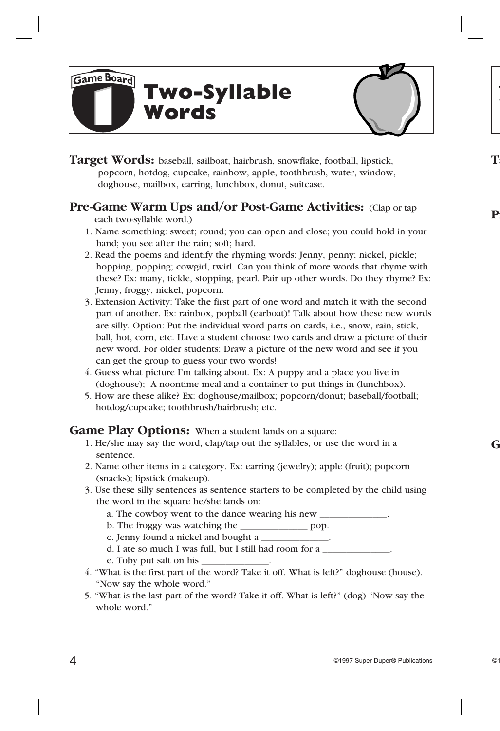Game Board 1

# Two-Syllable Words

**Target Words:** baseball, sailboat, hairbrush, snowflake, football, lipstick, popcorn, hotdog, cupcake, rainbow, apple, toothbrush, water, window, doghouse, mailbox, earring, lunchbox, donut, suitcase.

## Pre-Game Warm Ups and/or Post-Game Activities: (Clap or tap each two-syllable word.)

1. Name something: sweet; round; you can open and close; you could hold in your hand; you see after the rain; soft; hard.
2. Read the poems and identify the rhyming words: Jenny, penny; nickel, pickle; hopping, popping; cowgirl, twirl. Can you think of more words that rhyme with these? Ex: many, tickle, stopping, pearl. Pair up other words. Do they rhyme? Ex: Jenny, froggy, nickel, popcorn.
3. Extension Activity: Take the first part of one word and match it with the second part of another. Ex: rainbox, popball (earboat)! Talk about how these new words are silly. Option: Put the individual word parts on cards, i.e., snow, rain, stick, ball, hot, corn, etc. Have a student choose two cards and draw a picture of their new word. For older students: Draw a picture of the new word and see if you can get the group to guess your two words!
4. Guess what picture I'm talking about. Ex: A puppy and a place you live in (doghouse); A noontime meal and a container to put things in (lunchbox).
5. How are these alike? Ex: doghouse/mailbox; popcorn/donut; baseball/football; hotdog/cupcake; toothbrush/hairbrush; etc.

## Game Play Options: When a student lands on a square:

1. He/she may say the word, clap/tap out the syllables, or use the word in a sentence.
2. Name other items in a category. Ex: earring (jewelry); apple (fruit); popcorn (snacks); lipstick (makeup).
3. Use these silly sentences as sentence starters to be completed by the child using the word in the square he/she lands on:
   a. The cowboy went to the dance wearing his new ______________.
   b. The froggy was watching the ______________ pop.
   c. Jenny found a nickel and bought a ______________.
   d. I ate so much I was full, but I still had room for a ______________.
   e. Toby put salt on his ______________.
4. "What is the first part of the word? Take it off. What is left?" doghouse (house). "Now say the whole word."
5. "What is the last part of the word? Take it off. What is left?" (dog) "Now say the whole word."

©1997 Super Duper® Publications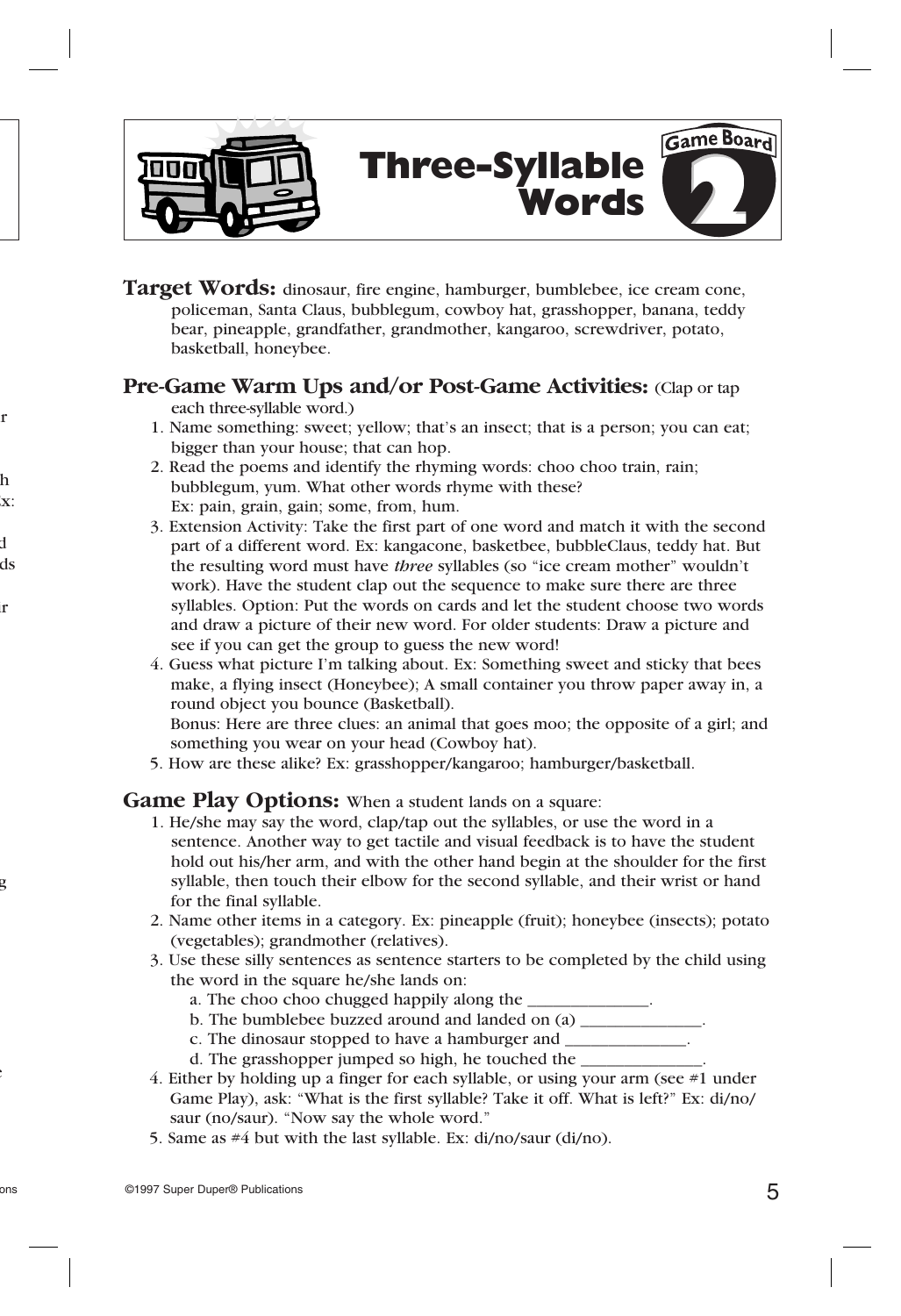# Three-Syllable Words

Game Board 2

**Target Words:** dinosaur, fire engine, hamburger, bumblebee, ice cream cone, policeman, Santa Claus, bubblegum, cowboy hat, grasshopper, banana, teddy bear, pineapple, grandfather, grandmother, kangaroo, screwdriver, potato, basketball, honeybee.

**Pre-Game Warm Ups and/or Post-Game Activities:** (Clap or tap each three-syllable word.)

1. Name something: sweet; yellow; that's an insect; that is a person; you can eat; bigger than your house; that can hop.
2. Read the poems and identify the rhyming words: choo choo train, rain; bubblegum, yum. What other words rhyme with these? Ex: pain, grain, gain; some, from, hum.
3. Extension Activity: Take the first part of one word and match it with the second part of a different word. Ex: kangacone, basketbee, bubbleClaus, teddy hat. But the resulting word must have *three* syllables (so "ice cream mother" wouldn't work). Have the student clap out the sequence to make sure there are three syllables. Option: Put the words on cards and let the student choose two words and draw a picture of their new word. For older students: Draw a picture and see if you can get the group to guess the new word!
4. Guess what picture I'm talking about. Ex: Something sweet and sticky that bees make, a flying insect (Honeybee); A small container you throw paper away in, a round object you bounce (Basketball).
   Bonus: Here are three clues: an animal that goes moo; the opposite of a girl; and something you wear on your head (Cowboy hat).
5. How are these alike? Ex: grasshopper/kangaroo; hamburger/basketball.

**Game Play Options:** When a student lands on a square:

1. He/she may say the word, clap/tap out the syllables, or use the word in a sentence. Another way to get tactile and visual feedback is to have the student hold out his/her arm, and with the other hand begin at the shoulder for the first syllable, then touch their elbow for the second syllable, and their wrist or hand for the final syllable.
2. Name other items in a category. Ex: pineapple (fruit); honeybee (insects); potato (vegetables); grandmother (relatives).
3. Use these silly sentences as sentence starters to be completed by the child using the word in the square he/she lands on:
   a. The choo choo chugged happily along the ______________.
   b. The bumblebee buzzed around and landed on (a) ______________.
   c. The dinosaur stopped to have a hamburger and ______________.
   d. The grasshopper jumped so high, he touched the ______________.
4. Either by holding up a finger for each syllable, or using your arm (see #1 under Game Play), ask: "What is the first syllable? Take it off. What is left?" Ex: di/no/saur (no/saur). "Now say the whole word."
5. Same as #4 but with the last syllable. Ex: di/no/saur (di/no).

©1997 Super Duper® Publications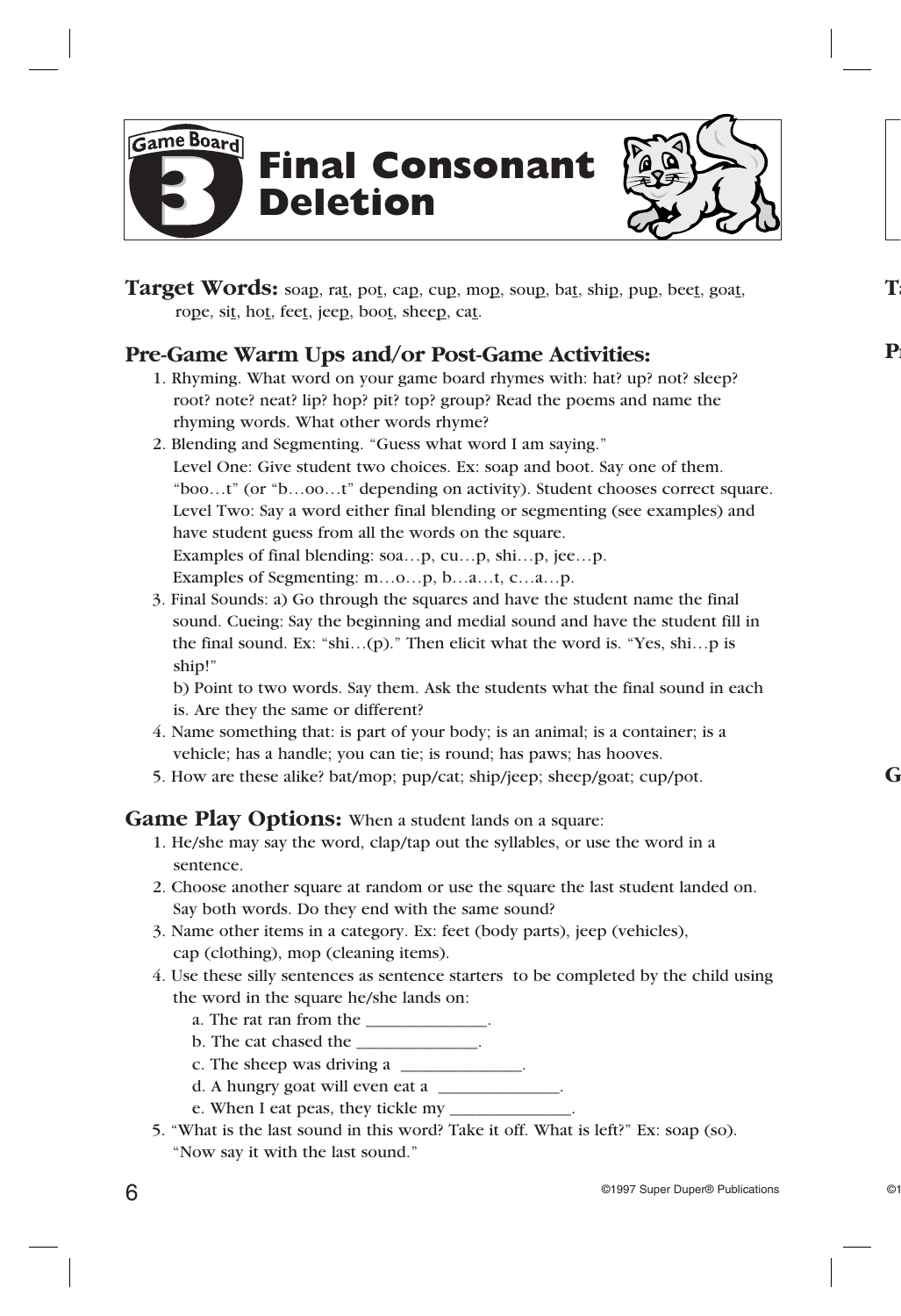# Game Board 3 Final Consonant Deletion

**Target Words:** soap, rat, pot, cap, cup, mop, soup, bat, ship, pup, beet, goat, rope, sit, hot, feet, jeep, boot, sheep, cat.

## Pre-Game Warm Ups and/or Post-Game Activities:

1. Rhyming. What word on your game board rhymes with: hat? up? not? sleep? root? note? neat? lip? hop? pit? top? group? Read the poems and name the rhyming words. What other words rhyme?
2. Blending and Segmenting. "Guess what word I am saying."
   Level One: Give student two choices. Ex: soap and boot. Say one of them. "boo…t" (or "b…oo…t" depending on activity). Student chooses correct square.
   Level Two: Say a word either final blending or segmenting (see examples) and have student guess from all the words on the square.
   Examples of final blending: soa…p, cu…p, shi…p, jee…p.
   Examples of Segmenting: m…o…p, b…a…t, c…a…p.
3. Final Sounds: a) Go through the squares and have the student name the final sound. Cueing: Say the beginning and medial sound and have the student fill in the final sound. Ex: "shi…(p)." Then elicit what the word is. "Yes, shi…p is ship!"
   b) Point to two words. Say them. Ask the students what the final sound in each is. Are they the same or different?
4. Name something that: is part of your body; is an animal; is a container; is a vehicle; has a handle; you can tie; is round; has paws; has hooves.
5. How are these alike? bat/mop; pup/cat; ship/jeep; sheep/goat; cup/pot.

## Game Play Options: When a student lands on a square:

1. He/she may say the word, clap/tap out the syllables, or use the word in a sentence.
2. Choose another square at random or use the square the last student landed on. Say both words. Do they end with the same sound?
3. Name other items in a category. Ex: feet (body parts), jeep (vehicles), cap (clothing), mop (cleaning items).
4. Use these silly sentences as sentence starters to be completed by the child using the word in the square he/she lands on:
   a. The rat ran from the ______________.
   b. The cat chased the ______________.
   c. The sheep was driving a ______________.
   d. A hungry goat will even eat a ______________.
   e. When I eat peas, they tickle my ______________.
5. "What is the last sound in this word? Take it off. What is left?" Ex: soap (so). "Now say it with the last sound."

©1997 Super Duper® Publications